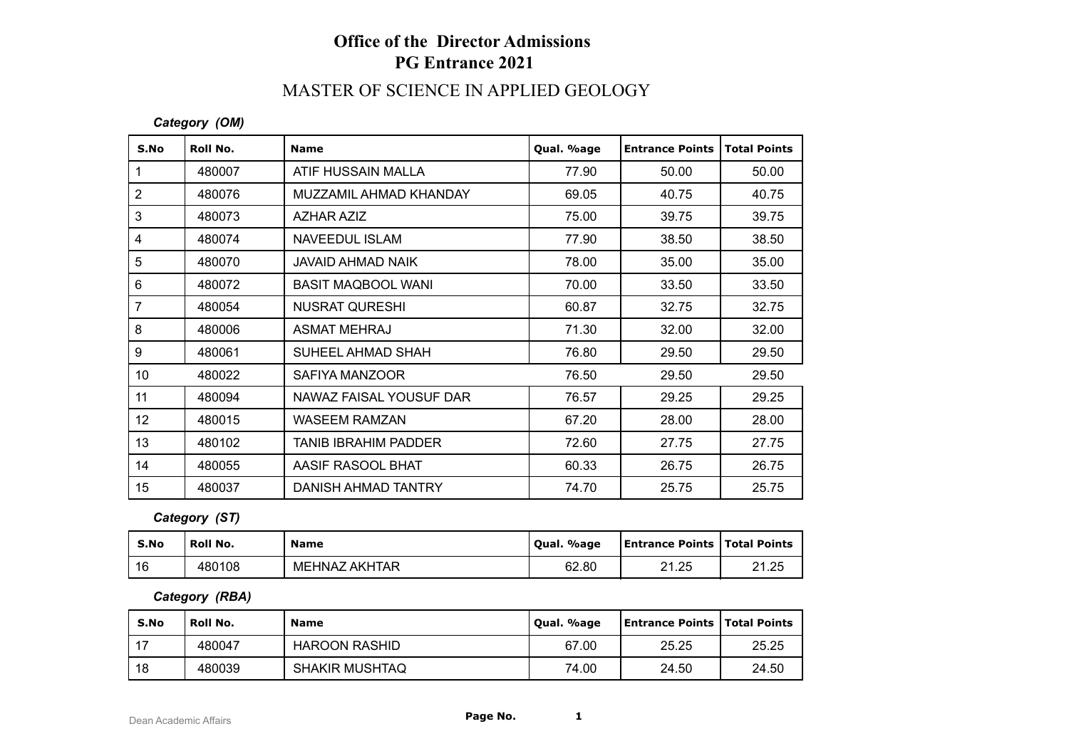# Office of the Director Admissions
# PG Entrance 2021

## MASTER OF SCIENCE IN APPLIED GEOLOGY

***Category (OM)***

| S.No | Roll No. | Name | Qual. %age | Entrance Points | Total Points |
|---|---|---|---|---|---|
| 1 | 480007 | ATIF HUSSAIN MALLA | 77.90 | 50.00 | 50.00 |
| 2 | 480076 | MUZZAMIL AHMAD KHANDAY | 69.05 | 40.75 | 40.75 |
| 3 | 480073 | AZHAR AZIZ | 75.00 | 39.75 | 39.75 |
| 4 | 480074 | NAVEEDUL ISLAM | 77.90 | 38.50 | 38.50 |
| 5 | 480070 | JAVAID AHMAD NAIK | 78.00 | 35.00 | 35.00 |
| 6 | 480072 | BASIT MAQBOOL WANI | 70.00 | 33.50 | 33.50 |
| 7 | 480054 | NUSRAT QURESHI | 60.87 | 32.75 | 32.75 |
| 8 | 480006 | ASMAT MEHRAJ | 71.30 | 32.00 | 32.00 |
| 9 | 480061 | SUHEEL AHMAD SHAH | 76.80 | 29.50 | 29.50 |
| 10 | 480022 | SAFIYA MANZOOR | 76.50 | 29.50 | 29.50 |
| 11 | 480094 | NAWAZ FAISAL YOUSUF DAR | 76.57 | 29.25 | 29.25 |
| 12 | 480015 | WASEEM RAMZAN | 67.20 | 28.00 | 28.00 |
| 13 | 480102 | TANIB IBRAHIM PADDER | 72.60 | 27.75 | 27.75 |
| 14 | 480055 | AASIF RASOOL BHAT | 60.33 | 26.75 | 26.75 |
| 15 | 480037 | DANISH AHMAD TANTRY | 74.70 | 25.75 | 25.75 |

***Category (ST)***

| S.No | Roll No. | Name | Qual. %age | Entrance Points | Total Points |
|---|---|---|---|---|---|
| 16 | 480108 | MEHNAZ AKHTAR | 62.80 | 21.25 | 21.25 |

***Category (RBA)***

| S.No | Roll No. | Name | Qual. %age | Entrance Points | Total Points |
|---|---|---|---|---|---|
| 17 | 480047 | HAROON RASHID | 67.00 | 25.25 | 25.25 |
| 18 | 480039 | SHAKIR MUSHTAQ | 74.00 | 24.50 | 24.50 |

Dean Academic Affairs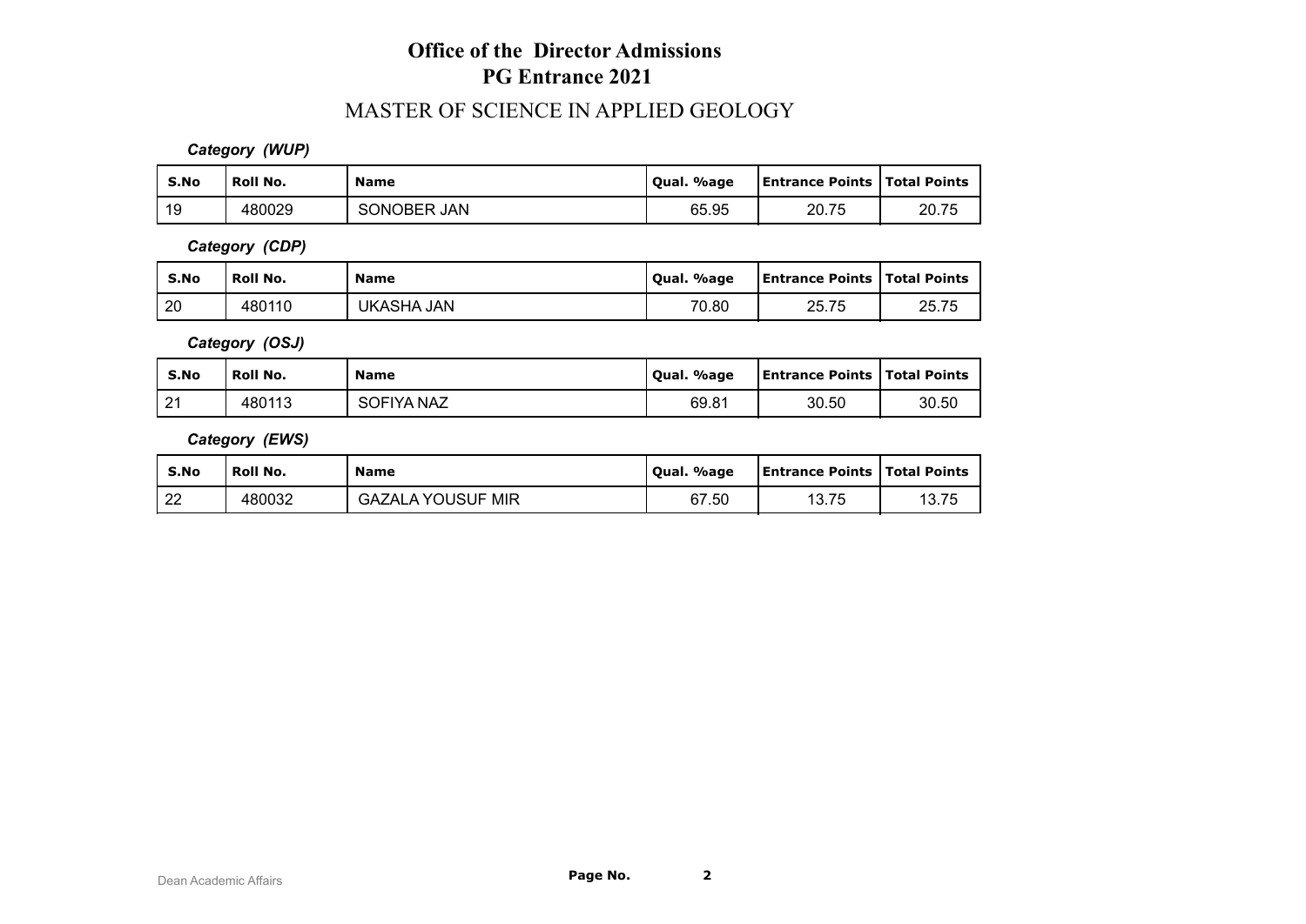# Office of the Director Admissions
# PG Entrance 2021

## MASTER OF SCIENCE IN APPLIED GEOLOGY

*Category (WUP)*

| S.No | Roll No. | Name | Qual. %age | Entrance Points | Total Points |
|---|---|---|---|---|---|
| 19 | 480029 | SONOBER JAN | 65.95 | 20.75 | 20.75 |

*Category (CDP)*

| S.No | Roll No. | Name | Qual. %age | Entrance Points | Total Points |
|---|---|---|---|---|---|
| 20 | 480110 | UKASHA JAN | 70.80 | 25.75 | 25.75 |

*Category (OSJ)*

| S.No | Roll No. | Name | Qual. %age | Entrance Points | Total Points |
|---|---|---|---|---|---|
| 21 | 480113 | SOFIYA NAZ | 69.81 | 30.50 | 30.50 |

*Category (EWS)*

| S.No | Roll No. | Name | Qual. %age | Entrance Points | Total Points |
|---|---|---|---|---|---|
| 22 | 480032 | GAZALA YOUSUF MIR | 67.50 | 13.75 | 13.75 |

Dean Academic Affairs